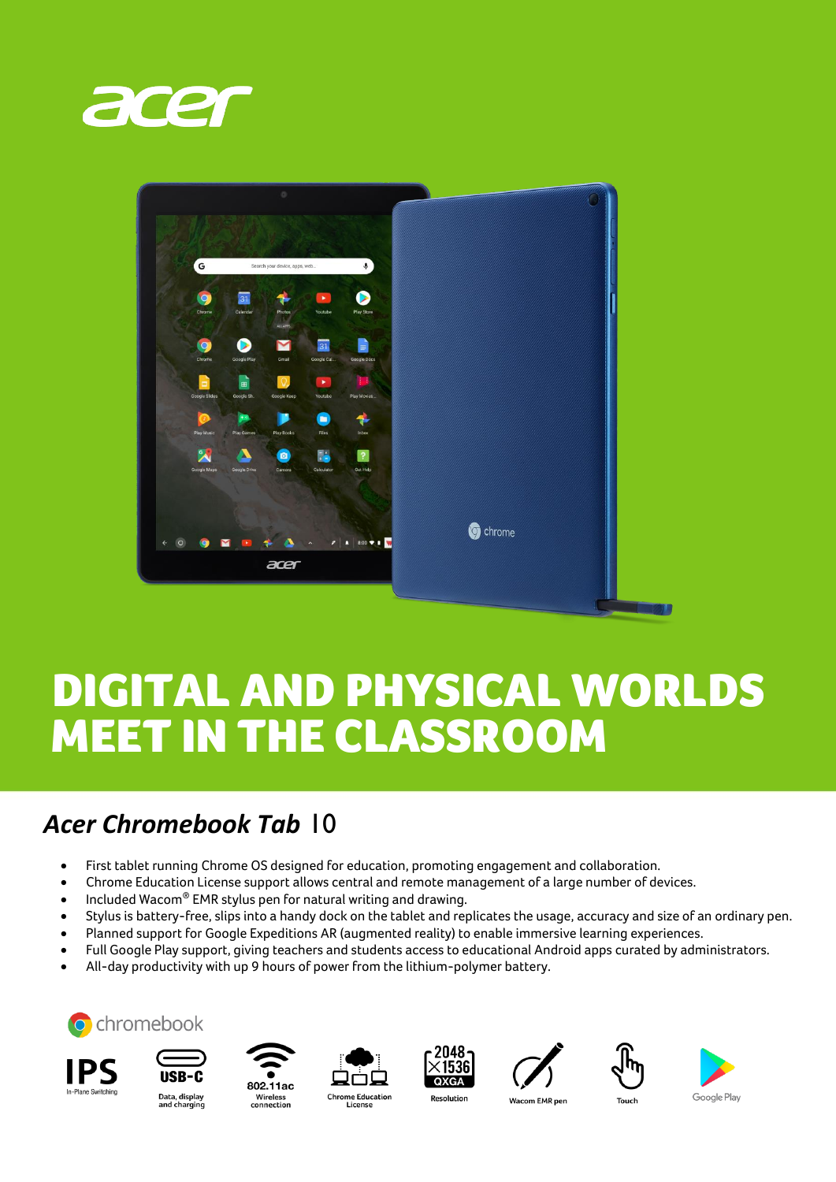acer

# DIGITAL AND PHYSICAL WORLDS MEET IN THE CLASSROOM

## *Acer Chromebook Tab* 10

- First tablet running Chrome OS designed for education, promoting engagement and collaboration.
- Chrome Education License support allows central and remote management of a large number of devices.
- Included Wacom® EMR stylus pen for natural writing and drawing.
- Stylus is battery-free, slips into a handy dock on the tablet and replicates the usage, accuracy and size of an ordinary pen.
- Planned support for Google Expeditions AR (augmented reality) to enable immersive learning experiences.
- Full Google Play support, giving teachers and students access to educational Android apps curated by administrators.
- All-day productivity with up 9 hours of power from the lithium-polymer battery.

chromebook

IPS In-Plane Switching | USB-C Data, display and charging | 802.11ac Wireless connection | Chrome Education License | 2048 x 1536 QXGA Resolution | Wacom EMR pen | Touch | Google Play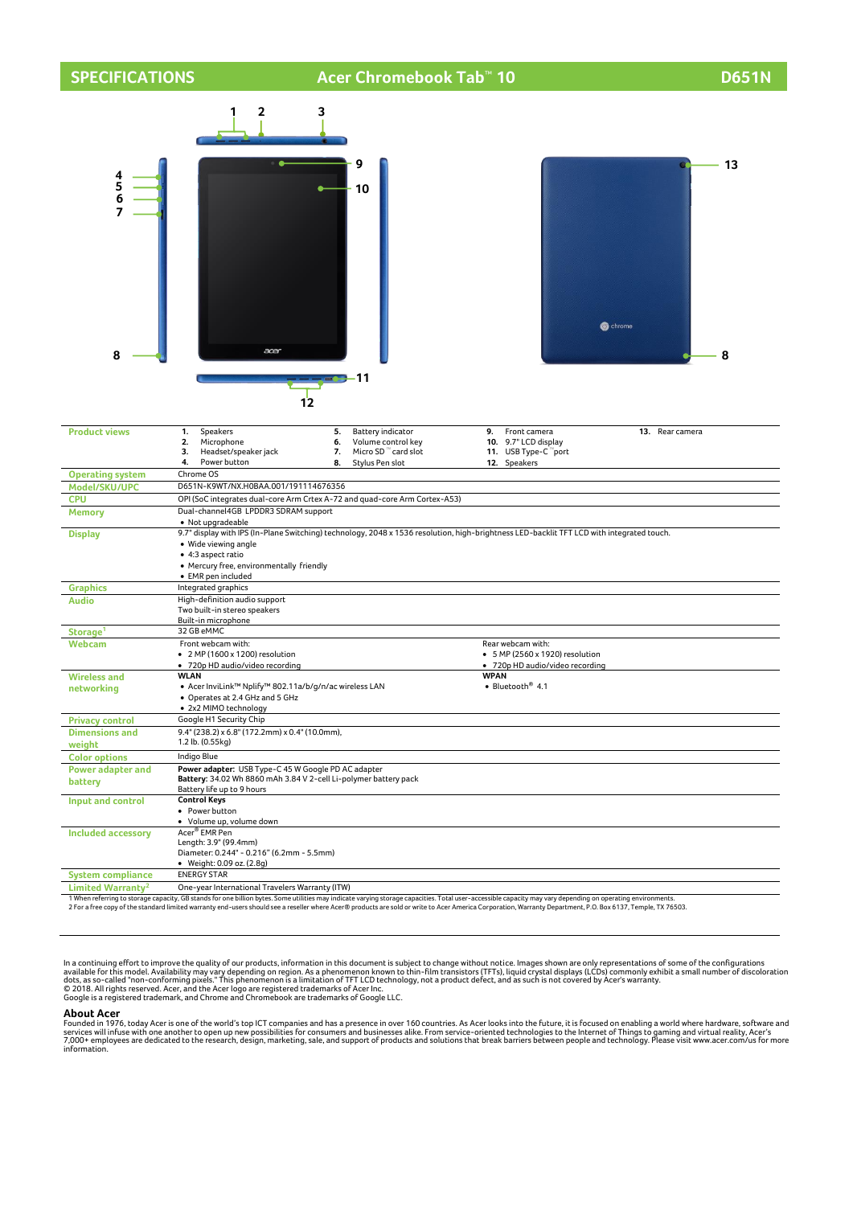## SPECIFICATIONS Acer Chromebook Tab™ 10 D651N

1 2 3
4 5 6 7
8
9
10
11
12
13
8

| | | | | |
|---|---|---|---|---|
| **Product views** | 1. Speakers<br>2. Microphone<br>3. Headset/speaker jack<br>4. Power button | 5. Battery indicator<br>6. Volume control key<br>7. Micro SD™ card slot<br>8. Stylus Pen slot | 9. Front camera<br>10. 9.7" LCD display<br>11. USB Type-C™ port<br>12. Speakers | 13. Rear camera |
| **Operating system** | Chrome OS | | | |
| **Model/SKU/UPC** | D651N-K9WT/NX.H0BAA.001/191114676356 | | | |
| **CPU** | OPI (SoC integrates dual-core Arm Crtex A-72 and quad-core Arm Cortex-A53) | | | |
| **Memory** | Dual-channel4GB LPDDR3 SDRAM support<br>• Not upgradeable | | | |
| **Display** | 9.7" display with IPS (In-Plane Switching) technology, 2048 x 1536 resolution, high-brightness LED-backlit TFT LCD with integrated touch.<br>• Wide viewing angle<br>• 4:3 aspect ratio<br>• Mercury free, environmentally friendly<br>• EMR pen included | | | |
| **Graphics** | Integrated graphics | | | |
| **Audio** | High-definition audio support<br>Two built-in stereo speakers<br>Built-in microphone | | | |
| **Storage[1]** | 32 GB eMMC | | | |
| **Webcam** | Front webcam with:<br>• 2 MP (1600 x 1200) resolution<br>• 720p HD audio/video recording | | Rear webcam with:<br>• 5 MP (2560 x 1920) resolution<br>• 720p HD audio/video recording | |
| **Wireless and networking** | **WLAN**<br>• Acer InviLink™ Nplify™ 802.11a/b/g/n/ac wireless LAN<br>• Operates at 2.4 GHz and 5 GHz<br>• 2x2 MIMO technology | | **WPAN**<br>• Bluetooth® 4.1 | |
| **Privacy control** | Google H1 Security Chip | | | |
| **Dimensions and weight** | 9.4" (238.2) x 6.8" (172.2mm) x 0.4" (10.0mm),<br>1.2 lb. (0.55kg) | | | |
| **Color options** | Indigo Blue | | | |
| **Power adapter and battery** | **Power adapter:** USB Type-C 45 W Google PD AC adapter<br>**Battery:** 34.02 Wh 8860 mAh 3.84 V 2-cell Li-polymer battery pack<br>Battery life up to 9 hours | | | |
| **Input and control** | **Control Keys**<br>• Power button<br>• Volume up, volume down | | | |
| **Included accessory** | Acer® EMR Pen<br>Length: 3.9" (99.4mm)<br>Diameter: 0.244" - 0.216" (6.2mm - 5.5mm)<br>• Weight: 0.09 oz. (2.8g) | | | |
| **System compliance** | ENERGY STAR | | | |
| **Limited Warranty[2]** | One-year International Travelers Warranty (ITW) | | | |

1 When referring to storage capacity, GB stands for one billion bytes. Some utilities may indicate varying storage capacities. Total user-accessible capacity may vary depending on operating environments.
2 For a free copy of the standard limited warranty end-users should see a reseller where Acer® products are sold or write to Acer America Corporation, Warranty Department, P.O. Box 6137, Temple, TX 76503.

In a continuing effort to improve the quality of our products, information in this document is subject to change without notice. Images shown are only representations of some of the configurations available for this model. Availability may vary depending on region. As a phenomenon known to thin-film transistors (TFTs), liquid crystal displays (LCDs) commonly exhibit a small number of discoloration dots, as so-called "non-conforming pixels." This phenomenon is a limitation of TFT LCD technology, not a product defect, and as such is not covered by Acer's warranty.
© 2018. All rights reserved. Acer, and the Acer logo are registered trademarks of Acer Inc.
Google is a registered trademark, and Chrome and Chromebook are trademarks of Google LLC.

### About Acer

Founded in 1976, today Acer is one of the world's top ICT companies and has a presence in over 160 countries. As Acer looks into the future, it is focused on enabling a world where hardware, software and services will infuse with one another to open up new possibilities for consumers and businesses alike. From service-oriented technologies to the Internet of Things to gaming and virtual reality, Acer's 7,000+ employees are dedicated to the research, design, marketing, sale, and support of products and solutions that break barriers between people and technology. Please visit www.acer.com/us for more information.